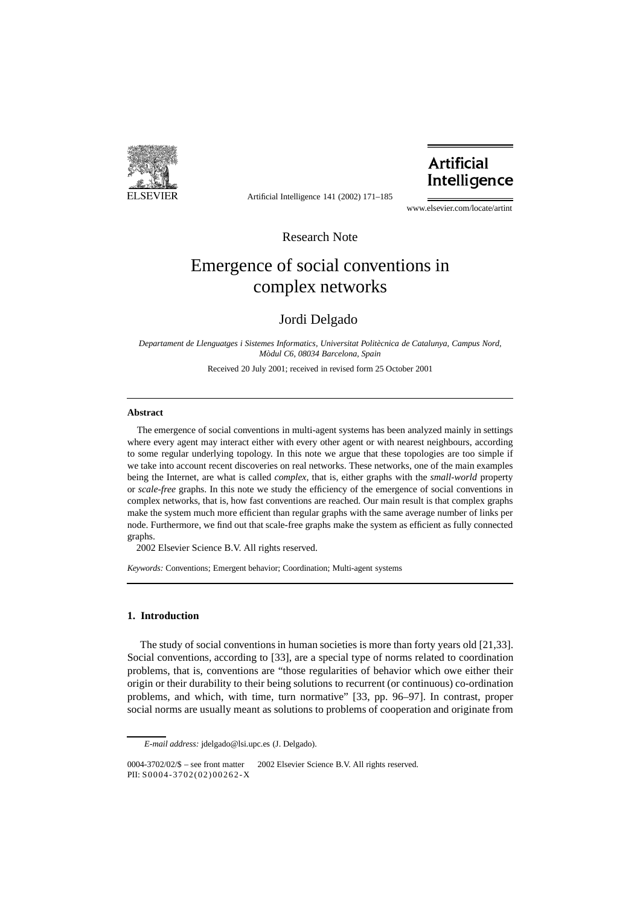Research Note

# Emergence of social conventions in complex networks

Jordi Delgado

*Departament de Llenguatges i Sistemes Informatics, Universitat Politècnica de Catalunya, Campus Nord, Mòdul C6, 08034 Barcelona, Spain*

Received 20 July 2001; received in revised form 25 October 2001

## Abstract

The emergence of social conventions in multi-agent systems has been analyzed mainly in settings where every agent may interact either with every other agent or with nearest neighbours, according to some regular underlying topology. In this note we argue that these topologies are too simple if we take into account recent discoveries on real networks. These networks, one of the main examples being the Internet, are what is called *complex*, that is, either graphs with the *small-world* property or *scale-free* graphs. In this note we study the efficiency of the emergence of social conventions in complex networks, that is, how fast conventions are reached. Our main result is that complex graphs make the system much more efficient than regular graphs with the same average number of links per node. Furthermore, we find out that scale-free graphs make the system as efficient as fully connected graphs.

2002 Elsevier Science B.V. All rights reserved.

*Keywords:* Conventions; Emergent behavior; Coordination; Multi-agent systems

## 1. Introduction

The study of social conventions in human societies is more than forty years old [21,33]. Social conventions, according to [33], are a special type of norms related to coordination problems, that is, conventions are “those regularities of behavior which owe either their origin or their durability to their being solutions to recurrent (or continuous) co-ordination problems, and which, with time, turn normative” [33, pp. 96–97]. In contrast, proper social norms are usually meant as solutions to problems of cooperation and originate from

*E-mail address:* jdelgado@lsi.upc.es (J. Delgado).

0004-3702/02/$ – see front matter 2002 Elsevier Science B.V. All rights reserved.
PII: S0004-3702(02)00262-X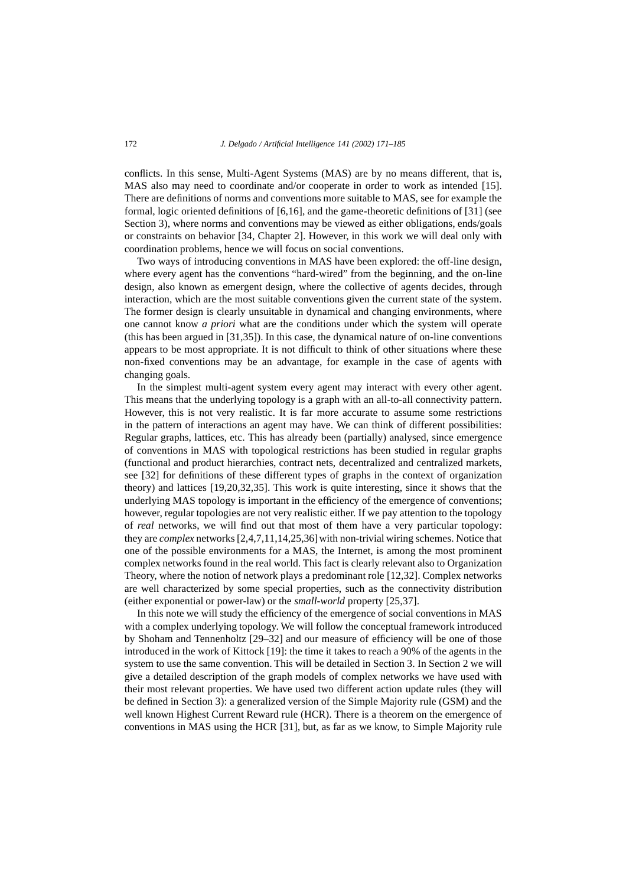conflicts. In this sense, Multi-Agent Systems (MAS) are by no means different, that is, MAS also may need to coordinate and/or cooperate in order to work as intended [15]. There are definitions of norms and conventions more suitable to MAS, see for example the formal, logic oriented definitions of [6,16], and the game-theoretic definitions of [31] (see Section 3), where norms and conventions may be viewed as either obligations, ends/goals or constraints on behavior [34, Chapter 2]. However, in this work we will deal only with coordination problems, hence we will focus on social conventions.

Two ways of introducing conventions in MAS have been explored: the off-line design, where every agent has the conventions "hard-wired" from the beginning, and the on-line design, also known as emergent design, where the collective of agents decides, through interaction, which are the most suitable conventions given the current state of the system. The former design is clearly unsuitable in dynamical and changing environments, where one cannot know *a priori* what are the conditions under which the system will operate (this has been argued in [31,35]). In this case, the dynamical nature of on-line conventions appears to be most appropriate. It is not difficult to think of other situations where these non-fixed conventions may be an advantage, for example in the case of agents with changing goals.

In the simplest multi-agent system every agent may interact with every other agent. This means that the underlying topology is a graph with an all-to-all connectivity pattern. However, this is not very realistic. It is far more accurate to assume some restrictions in the pattern of interactions an agent may have. We can think of different possibilities: Regular graphs, lattices, etc. This has already been (partially) analysed, since emergence of conventions in MAS with topological restrictions has been studied in regular graphs (functional and product hierarchies, contract nets, decentralized and centralized markets, see [32] for definitions of these different types of graphs in the context of organization theory) and lattices [19,20,32,35]. This work is quite interesting, since it shows that the underlying MAS topology is important in the efficiency of the emergence of conventions; however, regular topologies are not very realistic either. If we pay attention to the topology of *real* networks, we will find out that most of them have a very particular topology: they are *complex* networks [2,4,7,11,14,25,36] with non-trivial wiring schemes. Notice that one of the possible environments for a MAS, the Internet, is among the most prominent complex networks found in the real world. This fact is clearly relevant also to Organization Theory, where the notion of network plays a predominant role [12,32]. Complex networks are well characterized by some special properties, such as the connectivity distribution (either exponential or power-law) or the *small-world* property [25,37].

In this note we will study the efficiency of the emergence of social conventions in MAS with a complex underlying topology. We will follow the conceptual framework introduced by Shoham and Tennenholtz [29–32] and our measure of efficiency will be one of those introduced in the work of Kittock [19]: the time it takes to reach a 90% of the agents in the system to use the same convention. This will be detailed in Section 3. In Section 2 we will give a detailed description of the graph models of complex networks we have used with their most relevant properties. We have used two different action update rules (they will be defined in Section 3): a generalized version of the Simple Majority rule (GSM) and the well known Highest Current Reward rule (HCR). There is a theorem on the emergence of conventions in MAS using the HCR [31], but, as far as we know, to Simple Majority rule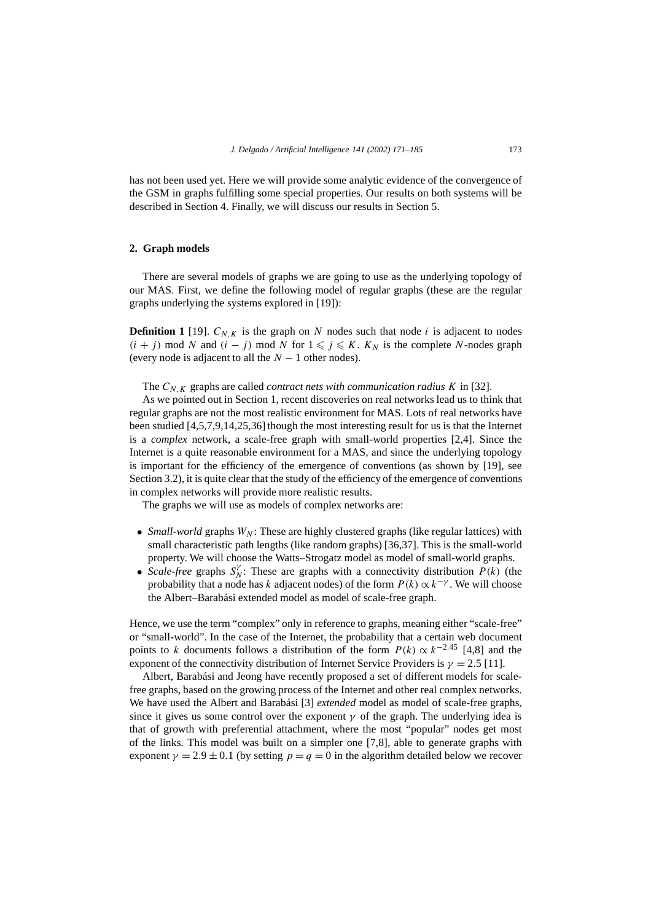has not been used yet. Here we will provide some analytic evidence of the convergence of the GSM in graphs fulfilling some special properties. Our results on both systems will be described in Section 4. Finally, we will discuss our results in Section 5.

## 2. Graph models

There are several models of graphs we are going to use as the underlying topology of our MAS. First, we define the following model of regular graphs (these are the regular graphs underlying the systems explored in [19]):

**Definition 1** [19]. $C_{N,K}$ is the graph on $N$ nodes such that node $i$ is adjacent to nodes $(i + j) \bmod N$ and $(i - j) \bmod N$ for $1 \leqslant j \leqslant K$. $K_N$ is the complete $N$-nodes graph (every node is adjacent to all the $N - 1$ other nodes).

The $C_{N,K}$ graphs are called *contract nets with communication radius K* in [32].

As we pointed out in Section 1, recent discoveries on real networks lead us to think that regular graphs are not the most realistic environment for MAS. Lots of real networks have been studied [4,5,7,9,14,25,36] though the most interesting result for us is that the Internet is a *complex* network, a scale-free graph with small-world properties [2,4]. Since the Internet is a quite reasonable environment for a MAS, and since the underlying topology is important for the efficiency of the emergence of conventions (as shown by [19], see Section 3.2), it is quite clear that the study of the efficiency of the emergence of conventions in complex networks will provide more realistic results.

The graphs we will use as models of complex networks are:

- *Small-world* graphs $W_N$: These are highly clustered graphs (like regular lattices) with small characteristic path lengths (like random graphs) [36,37]. This is the small-world property. We will choose the Watts–Strogatz model as model of small-world graphs.
- *Scale-free* graphs $S_N^{\gamma}$: These are graphs with a connectivity distribution $P(k)$ (the probability that a node has $k$ adjacent nodes) of the form $P(k) \propto k^{-\gamma}$. We will choose the Albert–Barabási extended model as model of scale-free graph.

Hence, we use the term "complex" only in reference to graphs, meaning either "scale-free" or "small-world". In the case of the Internet, the probability that a certain web document points to $k$ documents follows a distribution of the form $P(k) \propto k^{-2.45}$ [4,8] and the exponent of the connectivity distribution of Internet Service Providers is $\gamma = 2.5$ [11].

Albert, Barabási and Jeong have recently proposed a set of different models for scale-free graphs, based on the growing process of the Internet and other real complex networks. We have used the Albert and Barabási [3] *extended* model as model of scale-free graphs, since it gives us some control over the exponent $\gamma$ of the graph. The underlying idea is that of growth with preferential attachment, where the most "popular" nodes get most of the links. This model was built on a simpler one [7,8], able to generate graphs with exponent $\gamma = 2.9 \pm 0.1$ (by setting $p = q = 0$ in the algorithm detailed below we recover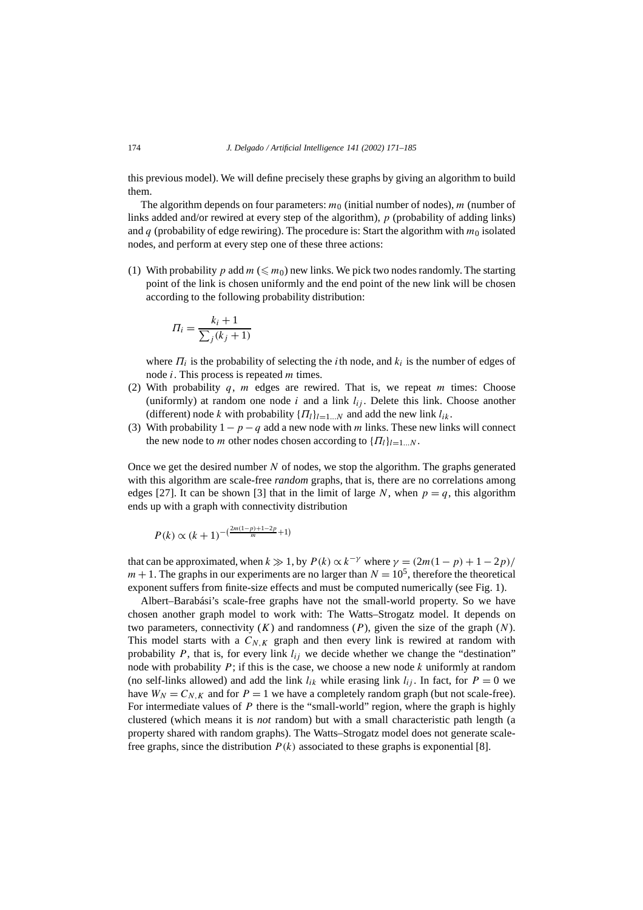this previous model). We will define precisely these graphs by giving an algorithm to build them.

The algorithm depends on four parameters: $m_0$ (initial number of nodes), $m$ (number of links added and/or rewired at every step of the algorithm), $p$ (probability of adding links) and $q$ (probability of edge rewiring). The procedure is: Start the algorithm with $m_0$ isolated nodes, and perform at every step one of these three actions:

(1) With probability $p$ add $m$ ($\leqslant m_0$) new links. We pick two nodes randomly. The starting point of the link is chosen uniformly and the end point of the new link will be chosen according to the following probability distribution:

$$\Pi_i = \frac{k_i + 1}{\sum_j (k_j + 1)}$$

where $\Pi_i$ is the probability of selecting the $i$th node, and $k_i$ is the number of edges of node $i$. This process is repeated $m$ times.

(2) With probability $q$, $m$ edges are rewired. That is, we repeat $m$ times: Choose (uniformly) at random one node $i$ and a link $l_{ij}$. Delete this link. Choose another (different) node $k$ with probability $\{\Pi_l\}_{l=1...N}$ and add the new link $l_{ik}$.

(3) With probability $1 - p - q$ add a new node with $m$ links. These new links will connect the new node to $m$ other nodes chosen according to $\{\Pi_l\}_{l=1...N}$.

Once we get the desired number $N$ of nodes, we stop the algorithm. The graphs generated with this algorithm are scale-free *random* graphs, that is, there are no correlations among edges [27]. It can be shown [3] that in the limit of large $N$, when $p = q$, this algorithm ends up with a graph with connectivity distribution

$$P(k) \propto (k+1)^{-(\frac{2m(1-p)+1-2p}{m}+1)}$$

that can be approximated, when $k \gg 1$, by $P(k) \propto k^{-\gamma}$ where $\gamma = (2m(1-p) + 1 - 2p)/m + 1$. The graphs in our experiments are no larger than $N = 10^5$, therefore the theoretical exponent suffers from finite-size effects and must be computed numerically (see Fig. 1).

Albert–Barabási's scale-free graphs have not the small-world property. So we have chosen another graph model to work with: The Watts–Strogatz model. It depends on two parameters, connectivity ($K$) and randomness ($P$), given the size of the graph ($N$). This model starts with a $C_{N,K}$ graph and then every link is rewired at random with probability $P$, that is, for every link $l_{ij}$ we decide whether we change the "destination" node with probability $P$; if this is the case, we choose a new node $k$ uniformly at random (no self-links allowed) and add the link $l_{ik}$ while erasing link $l_{ij}$. In fact, for $P = 0$ we have $W_N = C_{N,K}$ and for $P = 1$ we have a completely random graph (but not scale-free). For intermediate values of $P$ there is the "small-world" region, where the graph is highly clustered (which means it is *not* random) but with a small characteristic path length (a property shared with random graphs). The Watts–Strogatz model does not generate scale-free graphs, since the distribution $P(k)$ associated to these graphs is exponential [8].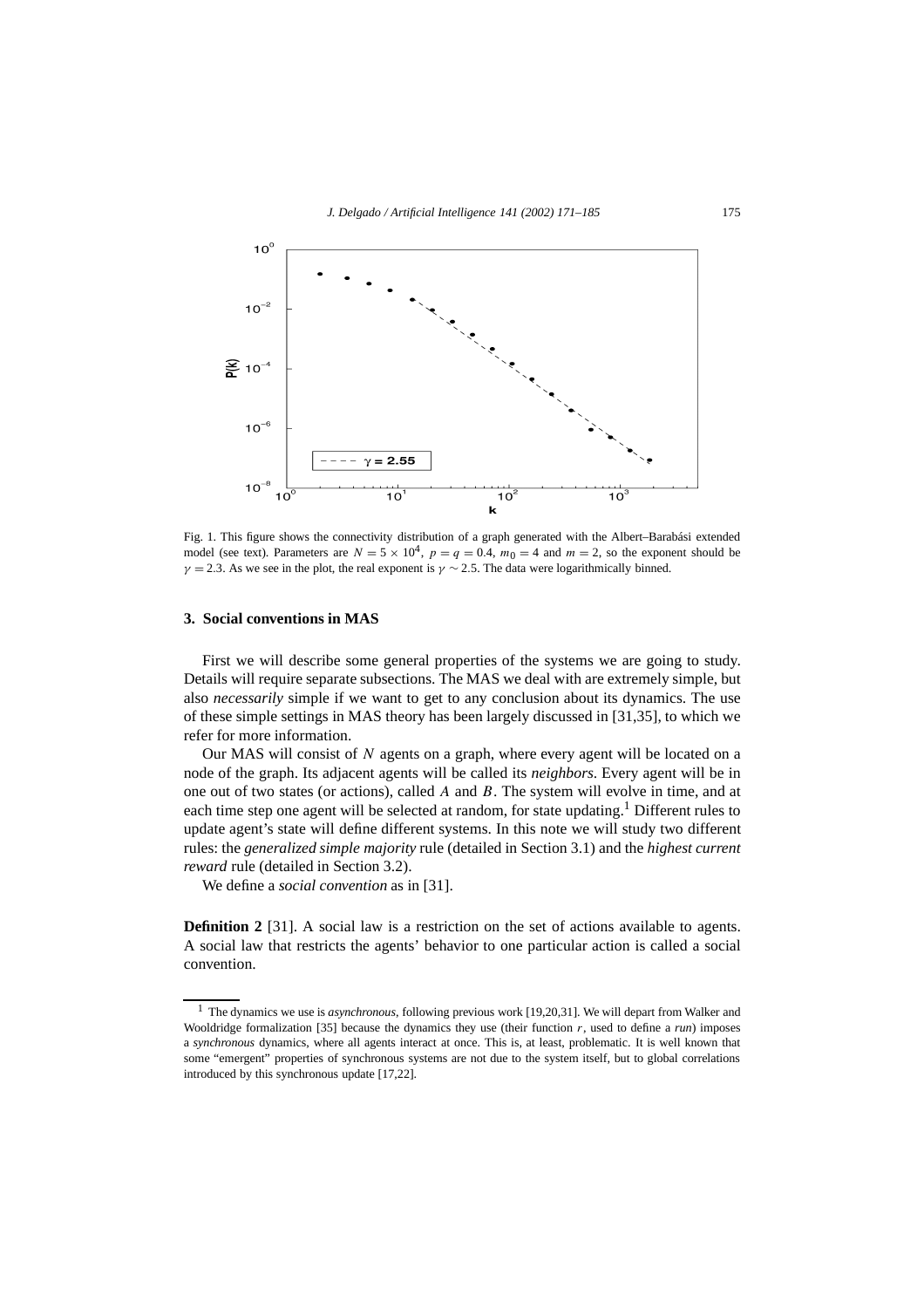Fig. 1. This figure shows the connectivity distribution of a graph generated with the Albert–Barabási extended model (see text). Parameters are $N = 5 \times 10^4$, $p = q = 0.4$, $m_0 = 4$ and $m = 2$, so the exponent should be $\gamma = 2.3$. As we see in the plot, the real exponent is $\gamma \sim 2.5$. The data were logarithmically binned.

## 3. Social conventions in MAS

First we will describe some general properties of the systems we are going to study. Details will require separate subsections. The MAS we deal with are extremely simple, but also *necessarily* simple if we want to get to any conclusion about its dynamics. The use of these simple settings in MAS theory has been largely discussed in [31,35], to which we refer for more information.

Our MAS will consist of $N$ agents on a graph, where every agent will be located on a node of the graph. Its adjacent agents will be called its *neighbors*. Every agent will be in one out of two states (or actions), called $A$ and $B$. The system will evolve in time, and at each time step one agent will be selected at random, for state updating.[1] Different rules to update agent's state will define different systems. In this note we will study two different rules: the *generalized simple majority* rule (detailed in Section 3.1) and the *highest current reward* rule (detailed in Section 3.2).

We define a *social convention* as in [31].

**Definition 2** [31]. A social law is a restriction on the set of actions available to agents. A social law that restricts the agents' behavior to one particular action is called a social convention.

[1] The dynamics we use is *asynchronous*, following previous work [19,20,31]. We will depart from Walker and Wooldridge formalization [35] because the dynamics they use (their function $r$, used to define a *run*) imposes a *synchronous* dynamics, where all agents interact at once. This is, at least, problematic. It is well known that some "emergent" properties of synchronous systems are not due to the system itself, but to global correlations introduced by this synchronous update [17,22].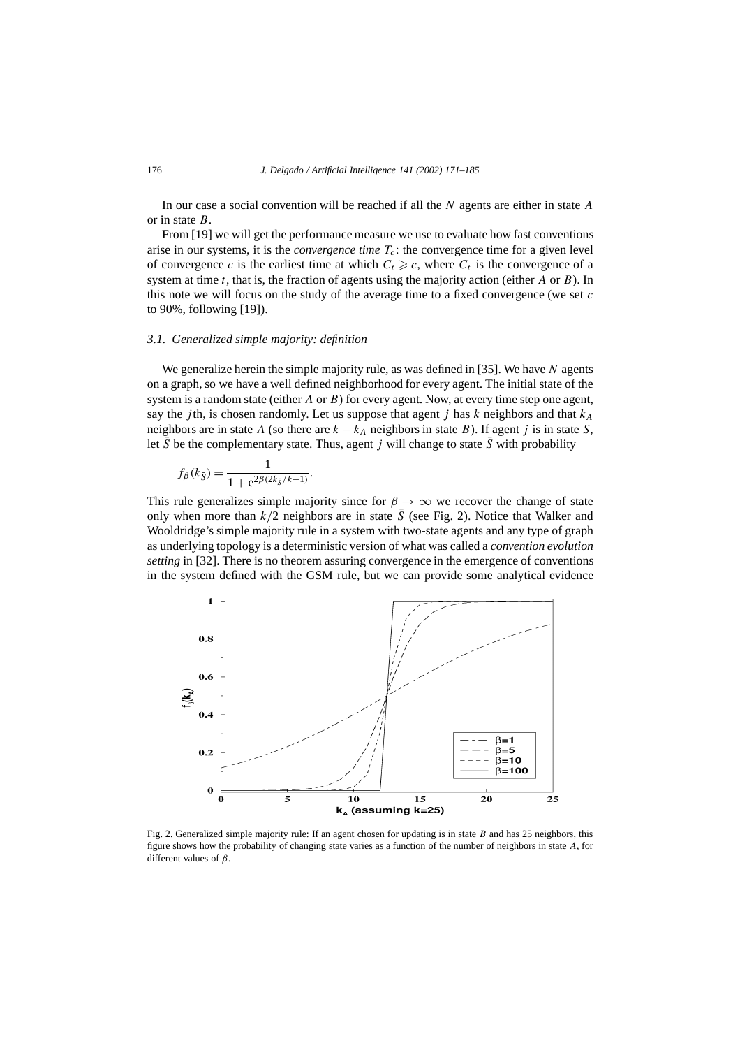In our case a social convention will be reached if all the $N$ agents are either in state $A$ or in state $B$.

From [19] we will get the performance measure we use to evaluate how fast conventions arise in our systems, it is the *convergence time* $T_c$: the convergence time for a given level of convergence $c$ is the earliest time at which $C_t \geqslant c$, where $C_t$ is the convergence of a system at time $t$, that is, the fraction of agents using the majority action (either $A$ or $B$). In this note we will focus on the study of the average time to a fixed convergence (we set $c$ to 90%, following [19]).

### 3.1. Generalized simple majority: definition

We generalize herein the simple majority rule, as was defined in [35]. We have $N$ agents on a graph, so we have a well defined neighborhood for every agent. The initial state of the system is a random state (either $A$ or $B$) for every agent. Now, at every time step one agent, say the $j$th, is chosen randomly. Let us suppose that agent $j$ has $k$ neighbors and that $k_A$ neighbors are in state $A$ (so there are $k - k_A$ neighbors in state $B$). If agent $j$ is in state $S$, let $\bar{S}$ be the complementary state. Thus, agent $j$ will change to state $\bar{S}$ with probability

$$f_\beta(k_{\bar{S}}) = \frac{1}{1 + e^{2\beta(2k_{\bar{S}}/k - 1)}}.$$

This rule generalizes simple majority since for $\beta \to \infty$ we recover the change of state only when more than $k/2$ neighbors are in state $\bar{S}$ (see Fig. 2). Notice that Walker and Wooldridge's simple majority rule in a system with two-state agents and any type of graph as underlying topology is a deterministic version of what was called a *convention evolution setting* in [32]. There is no theorem assuring convergence in the emergence of conventions in the system defined with the GSM rule, but we can provide some analytical evidence

Fig. 2. Generalized simple majority rule: If an agent chosen for updating is in state $B$ and has 25 neighbors, this figure shows how the probability of changing state varies as a function of the number of neighbors in state $A$, for different values of $\beta$.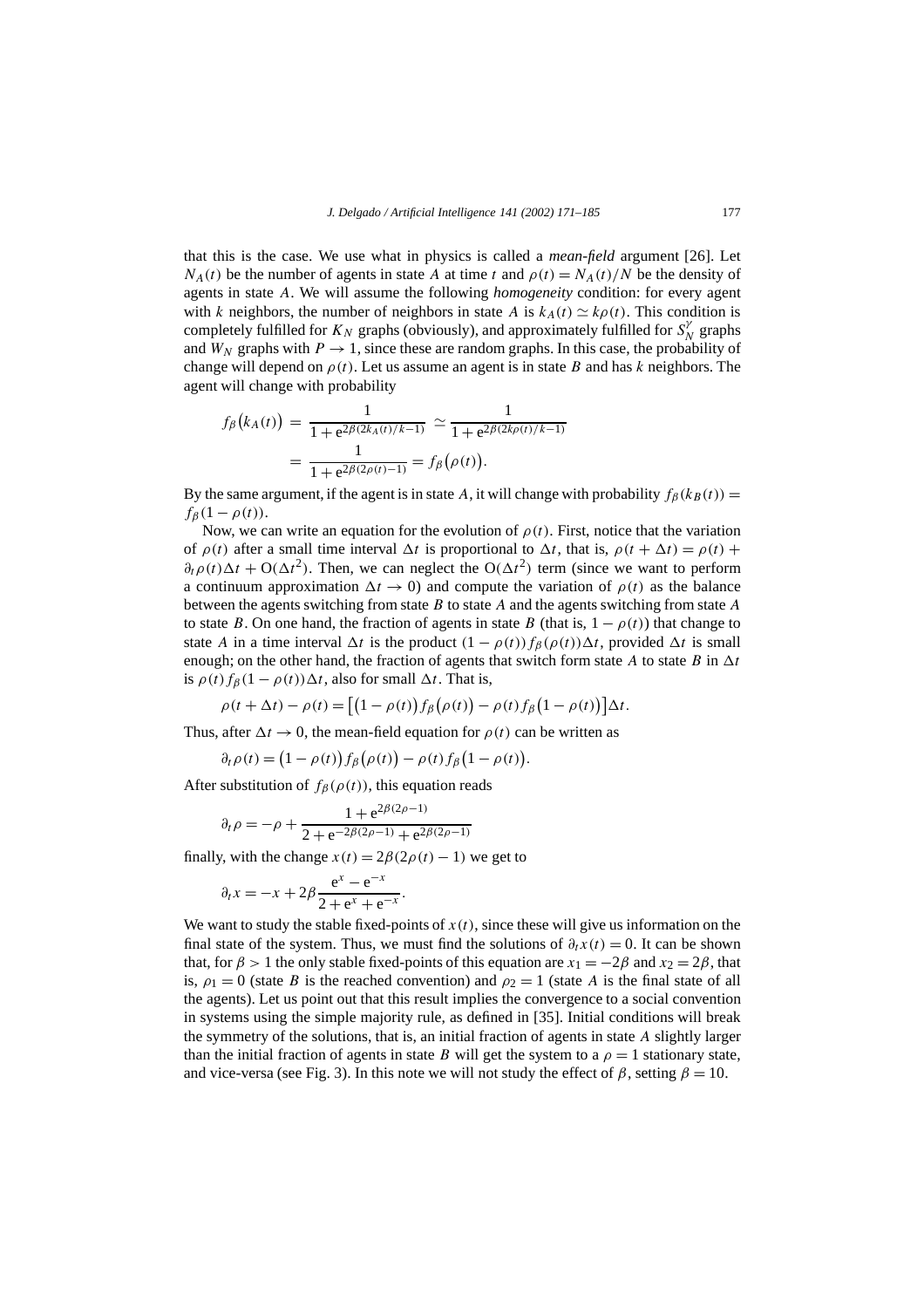that this is the case. We use what in physics is called a *mean-field* argument [26]. Let $N_A(t)$ be the number of agents in state $A$ at time $t$ and $\rho(t) = N_A(t)/N$ be the density of agents in state $A$. We will assume the following *homogeneity* condition: for every agent with $k$ neighbors, the number of neighbors in state $A$ is $k_A(t) \simeq k\rho(t)$. This condition is completely fulfilled for $K_N$ graphs (obviously), and approximately fulfilled for $S_N^\gamma$ graphs and $W_N$ graphs with $P \to 1$, since these are random graphs. In this case, the probability of change will depend on $\rho(t)$. Let us assume an agent is in state $B$ and has $k$ neighbors. The agent will change with probability

$$
\begin{aligned}
f_\beta\big(k_A(t)\big) &= \frac{1}{1 + \mathrm{e}^{2\beta(2k_A(t)/k - 1)}} \simeq \frac{1}{1 + \mathrm{e}^{2\beta(2k\rho(t)/k - 1)}} \\
&= \frac{1}{1 + \mathrm{e}^{2\beta(2\rho(t) - 1)}} = f_\beta\big(\rho(t)\big).
\end{aligned}
$$

By the same argument, if the agent is in state $A$, it will change with probability $f_\beta(k_B(t)) = f_\beta(1 - \rho(t))$.

Now, we can write an equation for the evolution of $\rho(t)$. First, notice that the variation of $\rho(t)$ after a small time interval $\Delta t$ is proportional to $\Delta t$, that is, $\rho(t + \Delta t) = \rho(t) + \partial_t \rho(t)\Delta t + \mathrm{O}(\Delta t^2)$. Then, we can neglect the $\mathrm{O}(\Delta t^2)$ term (since we want to perform a continuum approximation $\Delta t \to 0$) and compute the variation of $\rho(t)$ as the balance between the agents switching from state $B$ to state $A$ and the agents switching from state $A$ to state $B$. On one hand, the fraction of agents in state $B$ (that is, $1 - \rho(t)$) that change to state $A$ in a time interval $\Delta t$ is the product $(1 - \rho(t)) f_\beta(\rho(t))\Delta t$, provided $\Delta t$ is small enough; on the other hand, the fraction of agents that switch form state $A$ to state $B$ in $\Delta t$ is $\rho(t) f_\beta(1 - \rho(t))\Delta t$, also for small $\Delta t$. That is,

$$
\rho(t + \Delta t) - \rho(t) = \big[\big(1 - \rho(t)\big) f_\beta\big(\rho(t)\big) - \rho(t) f_\beta\big(1 - \rho(t)\big)\big]\Delta t.
$$

Thus, after $\Delta t \to 0$, the mean-field equation for $\rho(t)$ can be written as

$$
\partial_t \rho(t) = \big(1 - \rho(t)\big) f_\beta\big(\rho(t)\big) - \rho(t) f_\beta\big(1 - \rho(t)\big).
$$

After substitution of $f_\beta(\rho(t))$, this equation reads

$$
\partial_t \rho = -\rho + \frac{1 + \mathrm{e}^{2\beta(2\rho - 1)}}{2 + \mathrm{e}^{-2\beta(2\rho - 1)} + \mathrm{e}^{2\beta(2\rho - 1)}}
$$

finally, with the change $x(t) = 2\beta(2\rho(t) - 1)$ we get to

$$
\partial_t x = -x + 2\beta \frac{\mathrm{e}^x - \mathrm{e}^{-x}}{2 + \mathrm{e}^x + \mathrm{e}^{-x}}.
$$

We want to study the stable fixed-points of $x(t)$, since these will give us information on the final state of the system. Thus, we must find the solutions of $\partial_t x(t) = 0$. It can be shown that, for $\beta > 1$ the only stable fixed-points of this equation are $x_1 = -2\beta$ and $x_2 = 2\beta$, that is, $\rho_1 = 0$ (state $B$ is the reached convention) and $\rho_2 = 1$ (state $A$ is the final state of all the agents). Let us point out that this result implies the convergence to a social convention in systems using the simple majority rule, as defined in [35]. Initial conditions will break the symmetry of the solutions, that is, an initial fraction of agents in state $A$ slightly larger than the initial fraction of agents in state $B$ will get the system to a $\rho = 1$ stationary state, and vice-versa (see Fig. 3). In this note we will not study the effect of $\beta$, setting $\beta = 10$.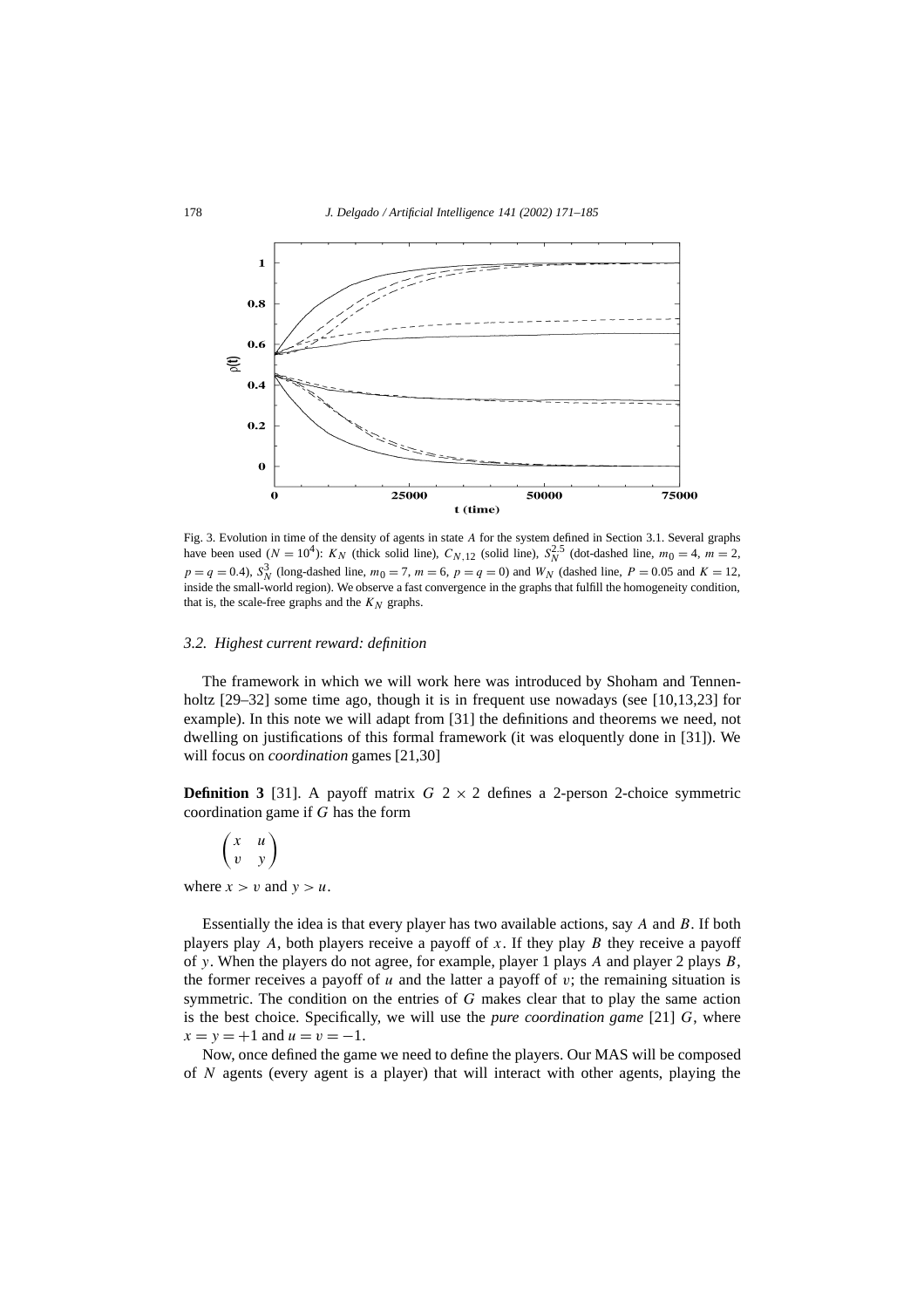Fig. 3. Evolution in time of the density of agents in state $A$ for the system defined in Section 3.1. Several graphs have been used ($N = 10^4$): $K_N$ (thick solid line), $C_{N,12}$ (solid line), $S_N^{2.5}$ (dot-dashed line, $m_0 = 4$, $m = 2$, $p = q = 0.4$), $S_N^3$ (long-dashed line, $m_0 = 7$, $m = 6$, $p = q = 0$) and $W_N$ (dashed line, $P = 0.05$ and $K = 12$, inside the small-world region). We observe a fast convergence in the graphs that fulfill the homogeneity condition, that is, the scale-free graphs and the $K_N$ graphs.

### *3.2. Highest current reward: definition*

The framework in which we will work here was introduced by Shoham and Tennenholtz [29–32] some time ago, though it is in frequent use nowadays (see [10,13,23] for example). In this note we will adapt from [31] the definitions and theorems we need, not dwelling on justifications of this formal framework (it was eloquently done in [31]). We will focus on *coordination* games [21,30]

**Definition 3** [31]. A payoff matrix $G$ $2 \times 2$ defines a 2-person 2-choice symmetric coordination game if $G$ has the form

$$\begin{pmatrix} x & u \\ v & y \end{pmatrix}$$

where $x > v$ and $y > u$.

Essentially the idea is that every player has two available actions, say $A$ and $B$. If both players play $A$, both players receive a payoff of $x$. If they play $B$ they receive a payoff of $y$. When the players do not agree, for example, player 1 plays $A$ and player 2 plays $B$, the former receives a payoff of $u$ and the latter a payoff of $v$; the remaining situation is symmetric. The condition on the entries of $G$ makes clear that to play the same action is the best choice. Specifically, we will use the *pure coordination game* [21] $G$, where $x = y = +1$ and $u = v = -1$.

Now, once defined the game we need to define the players. Our MAS will be composed of $N$ agents (every agent is a player) that will interact with other agents, playing the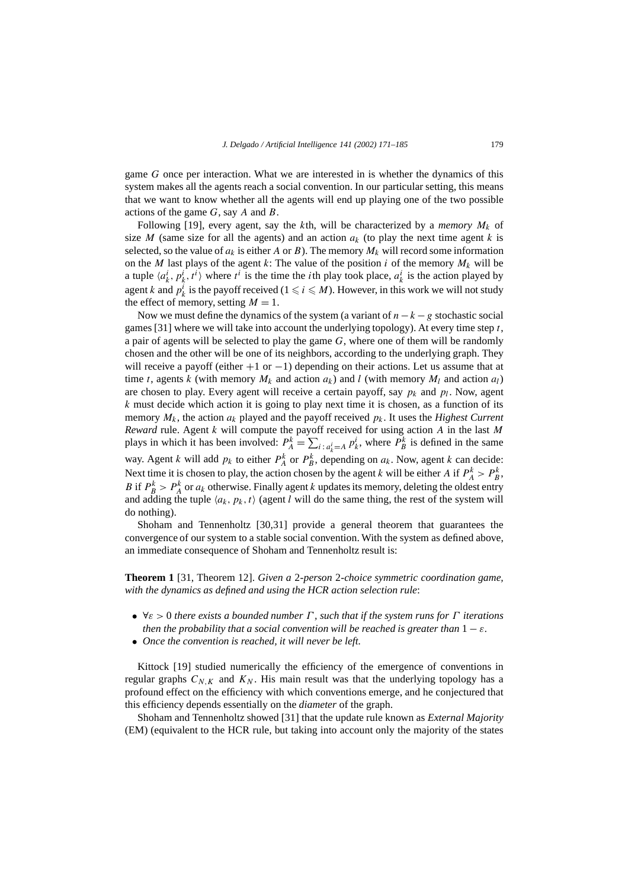game $G$ once per interaction. What we are interested in is whether the dynamics of this system makes all the agents reach a social convention. In our particular setting, this means that we want to know whether all the agents will end up playing one of the two possible actions of the game $G$, say $A$ and $B$.

Following [19], every agent, say the $k$th, will be characterized by a *memory* $M_k$ of size $M$ (same size for all the agents) and an action $a_k$ (to play the next time agent $k$ is selected, so the value of $a_k$ is either $A$ or $B$). The memory $M_k$ will record some information on the $M$ last plays of the agent $k$: The value of the position $i$ of the memory $M_k$ will be a tuple $\langle a_k^i, p_k^i, t^i \rangle$ where $t^i$ is the time the $i$th play took place, $a_k^i$ is the action played by agent $k$ and $p_k^i$ is the payoff received ($1 \leqslant i \leqslant M$). However, in this work we will not study the effect of memory, setting $M = 1$.

Now we must define the dynamics of the system (a variant of $n-k-g$ stochastic social games [31] where we will take into account the underlying topology). At every time step $t$, a pair of agents will be selected to play the game $G$, where one of them will be randomly chosen and the other will be one of its neighbors, according to the underlying graph. They will receive a payoff (either $+1$ or $-1$) depending on their actions. Let us assume that at time $t$, agents $k$ (with memory $M_k$ and action $a_k$) and $l$ (with memory $M_l$ and action $a_l$) are chosen to play. Every agent will receive a certain payoff, say $p_k$ and $p_l$. Now, agent $k$ must decide which action it is going to play next time it is chosen, as a function of its memory $M_k$, the action $a_k$ played and the payoff received $p_k$. It uses the *Highest Current Reward* rule. Agent $k$ will compute the payoff received for using action $A$ in the last $M$ plays in which it has been involved: $P_A^k = \sum_{i:\, a_k^i = A} p_k^i$, where $P_B^k$ is defined in the same way. Agent $k$ will add $p_k$ to either $P_A^k$ or $P_B^k$, depending on $a_k$. Now, agent $k$ can decide: Next time it is chosen to play, the action chosen by the agent $k$ will be either $A$ if $P_A^k > P_B^k$, $B$ if $P_B^k > P_A^k$ or $a_k$ otherwise. Finally agent $k$ updates its memory, deleting the oldest entry and adding the tuple $\langle a_k, p_k, t \rangle$ (agent $l$ will do the same thing, the rest of the system will do nothing).

Shoham and Tennenholtz [30,31] provide a general theorem that guarantees the convergence of our system to a stable social convention. With the system as defined above, an immediate consequence of Shoham and Tennenholtz result is:

**Theorem 1** [31, Theorem 12]. *Given a* 2*-person* 2*-choice symmetric coordination game, with the dynamics as defined and using the HCR action selection rule*:

- $\forall \varepsilon > 0$ *there exists a bounded number* $\Gamma$*, such that if the system runs for* $\Gamma$ *iterations then the probability that a social convention will be reached is greater than* $1 - \varepsilon$.
- *Once the convention is reached, it will never be left.*

Kittock [19] studied numerically the efficiency of the emergence of conventions in regular graphs $C_{N,K}$ and $K_N$. His main result was that the underlying topology has a profound effect on the efficiency with which conventions emerge, and he conjectured that this efficiency depends essentially on the *diameter* of the graph.

Shoham and Tennenholtz showed [31] that the update rule known as *External Majority* (EM) (equivalent to the HCR rule, but taking into account only the majority of the states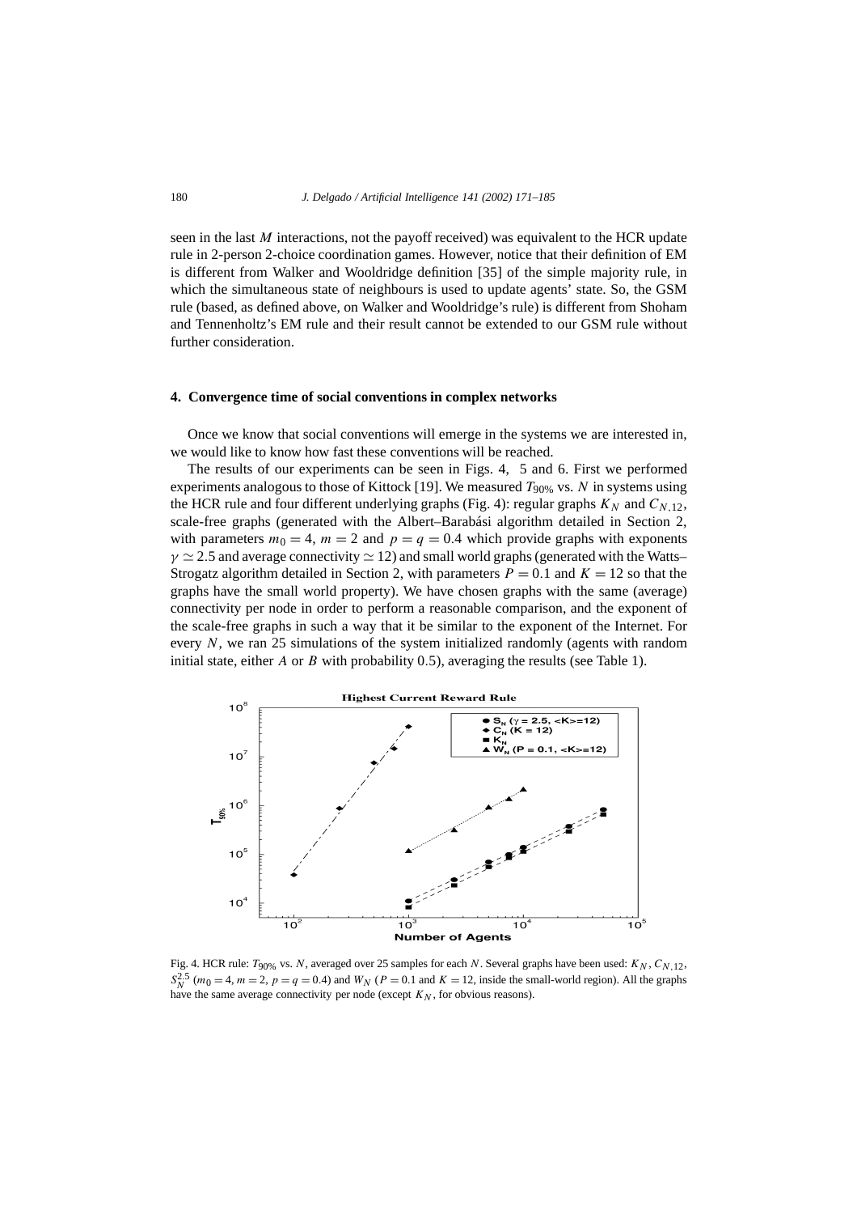seen in the last $M$ interactions, not the payoff received) was equivalent to the HCR update rule in 2-person 2-choice coordination games. However, notice that their definition of EM is different from Walker and Wooldridge definition [35] of the simple majority rule, in which the simultaneous state of neighbours is used to update agents' state. So, the GSM rule (based, as defined above, on Walker and Wooldridge's rule) is different from Shoham and Tennenholtz's EM rule and their result cannot be extended to our GSM rule without further consideration.

## 4. Convergence time of social conventions in complex networks

Once we know that social conventions will emerge in the systems we are interested in, we would like to know how fast these conventions will be reached.

The results of our experiments can be seen in Figs. 4, 5 and 6. First we performed experiments analogous to those of Kittock [19]. We measured $T_{90\%}$ vs. $N$ in systems using the HCR rule and four different underlying graphs (Fig. 4): regular graphs $K_N$ and $C_{N,12}$, scale-free graphs (generated with the Albert–Barabási algorithm detailed in Section 2, with parameters $m_0 = 4$, $m = 2$ and $p = q = 0.4$ which provide graphs with exponents $\gamma \simeq 2.5$ and average connectivity $\simeq 12$) and small world graphs (generated with the Watts–Strogatz algorithm detailed in Section 2, with parameters $P = 0.1$ and $K = 12$ so that the graphs have the small world property). We have chosen graphs with the same (average) connectivity per node in order to perform a reasonable comparison, and the exponent of the scale-free graphs in such a way that it be similar to the exponent of the Internet. For every $N$, we ran 25 simulations of the system initialized randomly (agents with random initial state, either $A$ or $B$ with probability 0.5), averaging the results (see Table 1).

Fig. 4. HCR rule: $T_{90\%}$ vs. $N$, averaged over 25 samples for each $N$. Several graphs have been used: $K_N$, $C_{N,12}$, $S_N^{2.5}$ ($m_0 = 4$, $m = 2$, $p = q = 0.4$) and $W_N$ ($P = 0.1$ and $K = 12$, inside the small-world region). All the graphs have the same average connectivity per node (except $K_N$, for obvious reasons).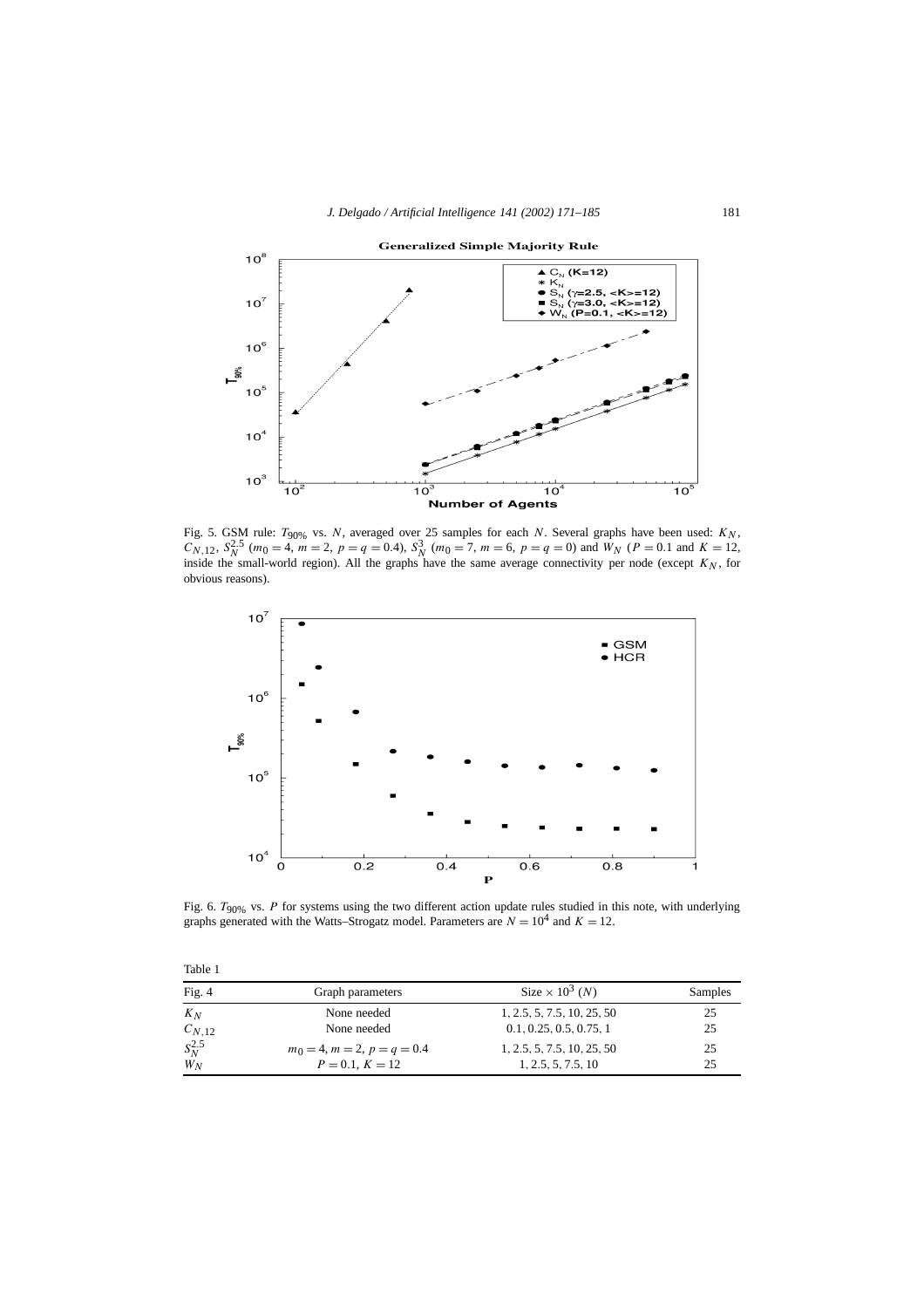Fig. 5. GSM rule: $T_{90\%}$ vs. $N$, averaged over 25 samples for each $N$. Several graphs have been used: $K_N$, $C_{N,12}$, $S_N^{2.5}$ ($m_0 = 4$, $m = 2$, $p = q = 0.4$), $S_N^3$ ($m_0 = 7$, $m = 6$, $p = q = 0$) and $W_N$ ($P = 0.1$ and $K = 12$, inside the small-world region). All the graphs have the same average connectivity per node (except $K_N$, for obvious reasons).

Fig. 6. $T_{90\%}$ vs. $P$ for systems using the two different action update rules studied in this note, with underlying graphs generated with the Watts–Strogatz model. Parameters are $N = 10^4$ and $K = 12$.

Table 1

| Fig. 4 | Graph parameters | Size $\times 10^3$ ($N$) | Samples |
|---|---|---|---|
| $K_N$ | None needed | 1, 2.5, 5, 7.5, 10, 25, 50 | 25 |
| $C_{N,12}$ | None needed | 0.1, 0.25, 0.5, 0.75, 1 | 25 |
| $S_N^{2.5}$ | $m_0 = 4$, $m = 2$, $p = q = 0.4$ | 1, 2.5, 5, 7.5, 10, 25, 50 | 25 |
| $W_N$ | $P = 0.1$, $K = 12$ | 1, 2.5, 5, 7.5, 10 | 25 |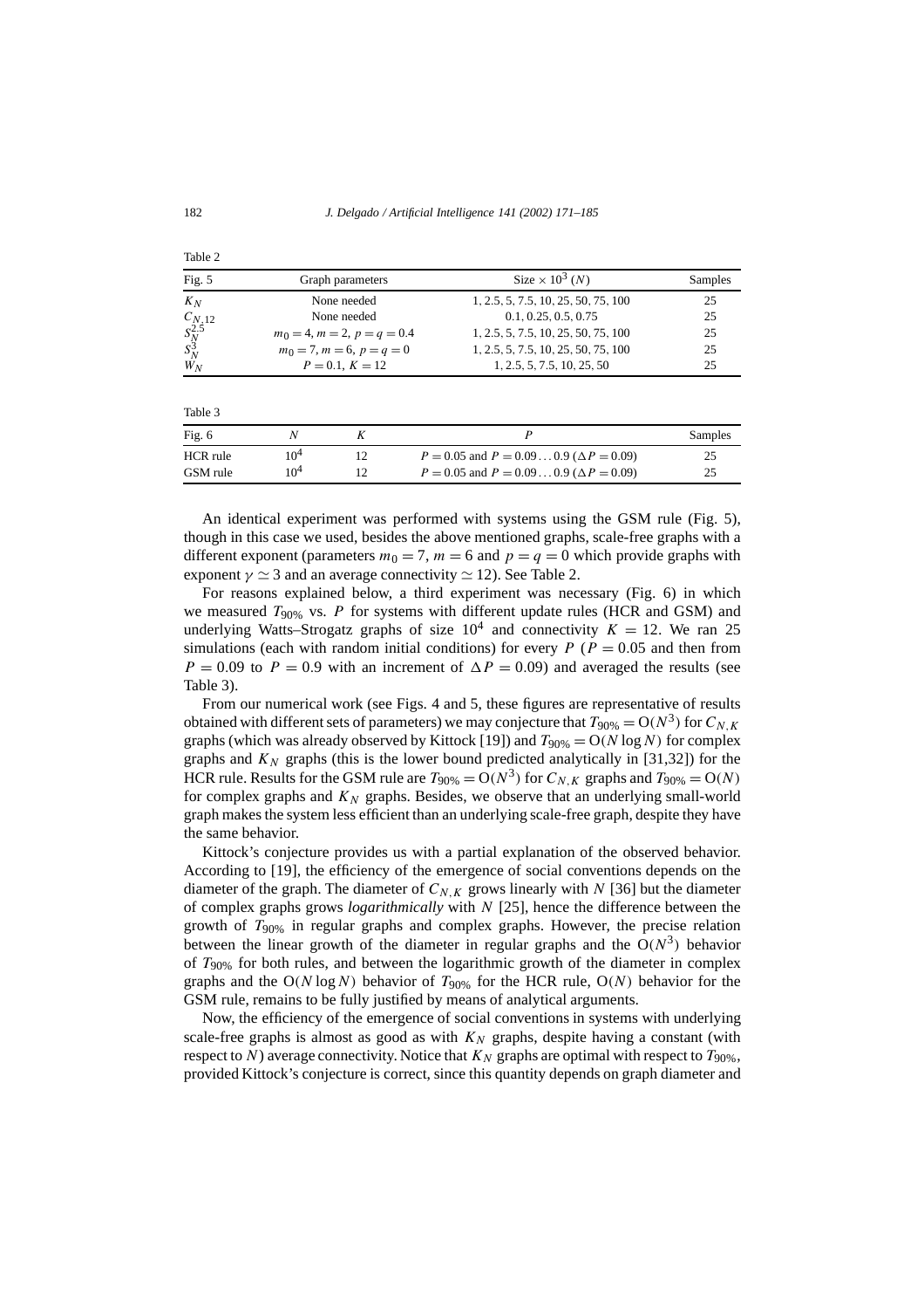Table 2

| Fig. 5 | Graph parameters | Size $\times 10^3$ ($N$) | Samples |
|---|---|---|---|
| $K_N$ | None needed | 1, 2.5, 5, 7.5, 10, 25, 50, 75, 100 | 25 |
| $C_{N,12}$ | None needed | 0.1, 0.25, 0.5, 0.75 | 25 |
| $S_N^{2.5}$ | $m_0 = 4$, $m = 2$, $p = q = 0.4$ | 1, 2.5, 5, 7.5, 10, 25, 50, 75, 100 | 25 |
| $S_N^3$ | $m_0 = 7$, $m = 6$, $p = q = 0$ | 1, 2.5, 5, 7.5, 10, 25, 50, 75, 100 | 25 |
| $W_N$ | $P = 0.1$, $K = 12$ | 1, 2.5, 5, 7.5, 10, 25, 50 | 25 |

Table 3

| Fig. 6 | $N$ | $K$ | $P$ | Samples |
|---|---|---|---|---|
| HCR rule | $10^4$ | 12 | $P = 0.05$ and $P = 0.09 \ldots 0.9$ ($\Delta P = 0.09$) | 25 |
| GSM rule | $10^4$ | 12 | $P = 0.05$ and $P = 0.09 \ldots 0.9$ ($\Delta P = 0.09$) | 25 |

An identical experiment was performed with systems using the GSM rule (Fig. 5), though in this case we used, besides the above mentioned graphs, scale-free graphs with a different exponent (parameters $m_0 = 7$, $m = 6$ and $p = q = 0$ which provide graphs with exponent $\gamma \simeq 3$ and an average connectivity $\simeq 12$). See Table 2.

For reasons explained below, a third experiment was necessary (Fig. 6) in which we measured $T_{90\%}$ vs. $P$ for systems with different update rules (HCR and GSM) and underlying Watts–Strogatz graphs of size $10^4$ and connectivity $K = 12$. We ran 25 simulations (each with random initial conditions) for every $P$ ($P = 0.05$ and then from $P = 0.09$ to $P = 0.9$ with an increment of $\Delta P = 0.09$) and averaged the results (see Table 3).

From our numerical work (see Figs. 4 and 5, these figures are representative of results obtained with different sets of parameters) we may conjecture that $T_{90\%} = \mathrm{O}(N^3)$ for $C_{N,K}$ graphs (which was already observed by Kittock [19]) and $T_{90\%} = \mathrm{O}(N \log N)$ for complex graphs and $K_N$ graphs (this is the lower bound predicted analytically in [31,32]) for the HCR rule. Results for the GSM rule are $T_{90\%} = \mathrm{O}(N^3)$ for $C_{N,K}$ graphs and $T_{90\%} = \mathrm{O}(N)$ for complex graphs and $K_N$ graphs. Besides, we observe that an underlying small-world graph makes the system less efficient than an underlying scale-free graph, despite they have the same behavior.

Kittock's conjecture provides us with a partial explanation of the observed behavior. According to [19], the efficiency of the emergence of social conventions depends on the diameter of the graph. The diameter of $C_{N,K}$ grows linearly with $N$ [36] but the diameter of complex graphs grows *logarithmically* with $N$ [25], hence the difference between the growth of $T_{90\%}$ in regular graphs and complex graphs. However, the precise relation between the linear growth of the diameter in regular graphs and the $\mathrm{O}(N^3)$ behavior of $T_{90\%}$ for both rules, and between the logarithmic growth of the diameter in complex graphs and the $\mathrm{O}(N \log N)$ behavior of $T_{90\%}$ for the HCR rule, $\mathrm{O}(N)$ behavior for the GSM rule, remains to be fully justified by means of analytical arguments.

Now, the efficiency of the emergence of social conventions in systems with underlying scale-free graphs is almost as good as with $K_N$ graphs, despite having a constant (with respect to $N$) average connectivity. Notice that $K_N$ graphs are optimal with respect to $T_{90\%}$, provided Kittock's conjecture is correct, since this quantity depends on graph diameter and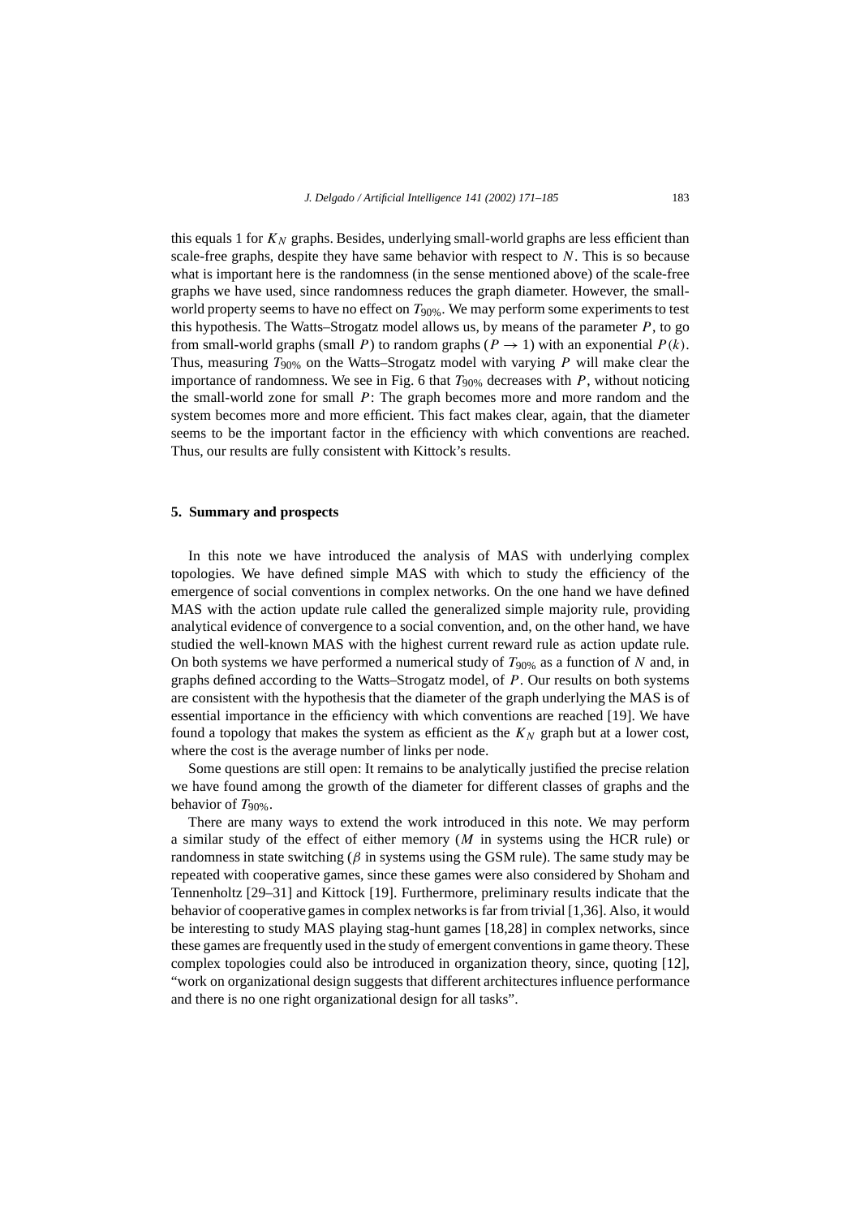this equals 1 for $K_N$ graphs. Besides, underlying small-world graphs are less efficient than scale-free graphs, despite they have same behavior with respect to $N$. This is so because what is important here is the randomness (in the sense mentioned above) of the scale-free graphs we have used, since randomness reduces the graph diameter. However, the small-world property seems to have no effect on $T_{90\%}$. We may perform some experiments to test this hypothesis. The Watts–Strogatz model allows us, by means of the parameter $P$, to go from small-world graphs (small $P$) to random graphs ($P \to 1$) with an exponential $P(k)$. Thus, measuring $T_{90\%}$ on the Watts–Strogatz model with varying $P$ will make clear the importance of randomness. We see in Fig. 6 that $T_{90\%}$ decreases with $P$, without noticing the small-world zone for small $P$: The graph becomes more and more random and the system becomes more and more efficient. This fact makes clear, again, that the diameter seems to be the important factor in the efficiency with which conventions are reached. Thus, our results are fully consistent with Kittock's results.

## 5. Summary and prospects

In this note we have introduced the analysis of MAS with underlying complex topologies. We have defined simple MAS with which to study the efficiency of the emergence of social conventions in complex networks. On the one hand we have defined MAS with the action update rule called the generalized simple majority rule, providing analytical evidence of convergence to a social convention, and, on the other hand, we have studied the well-known MAS with the highest current reward rule as action update rule. On both systems we have performed a numerical study of $T_{90\%}$ as a function of $N$ and, in graphs defined according to the Watts–Strogatz model, of $P$. Our results on both systems are consistent with the hypothesis that the diameter of the graph underlying the MAS is of essential importance in the efficiency with which conventions are reached [19]. We have found a topology that makes the system as efficient as the $K_N$ graph but at a lower cost, where the cost is the average number of links per node.

Some questions are still open: It remains to be analytically justified the precise relation we have found among the growth of the diameter for different classes of graphs and the behavior of $T_{90\%}$.

There are many ways to extend the work introduced in this note. We may perform a similar study of the effect of either memory ($M$ in systems using the HCR rule) or randomness in state switching ($\beta$ in systems using the GSM rule). The same study may be repeated with cooperative games, since these games were also considered by Shoham and Tennenholtz [29–31] and Kittock [19]. Furthermore, preliminary results indicate that the behavior of cooperative games in complex networks is far from trivial [1,36]. Also, it would be interesting to study MAS playing stag-hunt games [18,28] in complex networks, since these games are frequently used in the study of emergent conventions in game theory. These complex topologies could also be introduced in organization theory, since, quoting [12], "work on organizational design suggests that different architectures influence performance and there is no one right organizational design for all tasks".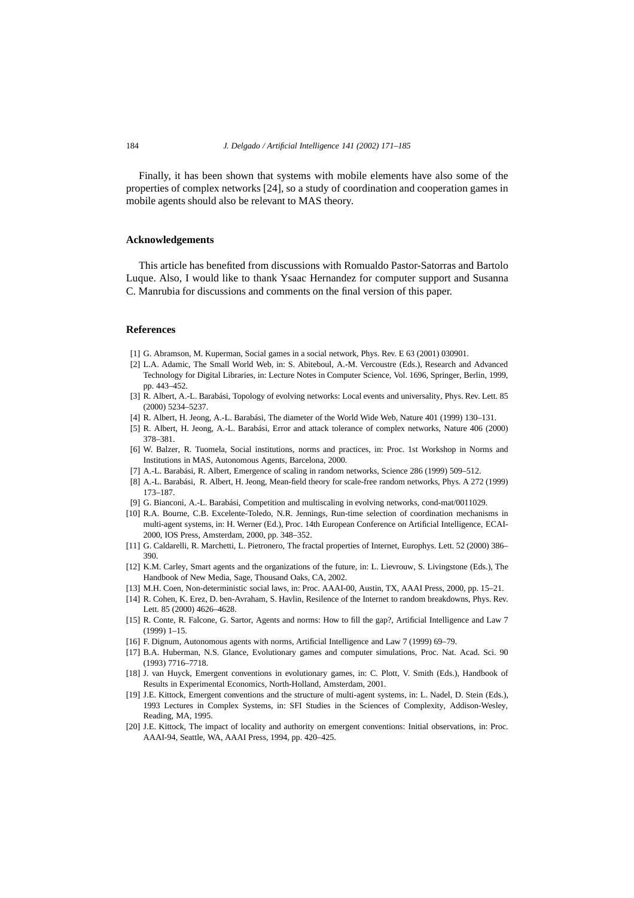Finally, it has been shown that systems with mobile elements have also some of the properties of complex networks [24], so a study of coordination and cooperation games in mobile agents should also be relevant to MAS theory.

## Acknowledgements

This article has benefited from discussions with Romualdo Pastor-Satorras and Bartolo Luque. Also, I would like to thank Ysaac Hernandez for computer support and Susanna C. Manrubia for discussions and comments on the final version of this paper.

## References

[1] G. Abramson, M. Kuperman, Social games in a social network, Phys. Rev. E 63 (2001) 030901.

[2] L.A. Adamic, The Small World Web, in: S. Abiteboul, A.-M. Vercoustre (Eds.), Research and Advanced Technology for Digital Libraries, in: Lecture Notes in Computer Science, Vol. 1696, Springer, Berlin, 1999, pp. 443–452.

[3] R. Albert, A.-L. Barabási, Topology of evolving networks: Local events and universality, Phys. Rev. Lett. 85 (2000) 5234–5237.

[4] R. Albert, H. Jeong, A.-L. Barabási, The diameter of the World Wide Web, Nature 401 (1999) 130–131.

[5] R. Albert, H. Jeong, A.-L. Barabási, Error and attack tolerance of complex networks, Nature 406 (2000) 378–381.

[6] W. Balzer, R. Tuomela, Social institutions, norms and practices, in: Proc. 1st Workshop in Norms and Institutions in MAS, Autonomous Agents, Barcelona, 2000.

[7] A.-L. Barabási, R. Albert, Emergence of scaling in random networks, Science 286 (1999) 509–512.

[8] A.-L. Barabási, R. Albert, H. Jeong, Mean-field theory for scale-free random networks, Phys. A 272 (1999) 173–187.

[9] G. Bianconi, A.-L. Barabási, Competition and multiscaling in evolving networks, cond-mat/0011029.

[10] R.A. Bourne, C.B. Excelente-Toledo, N.R. Jennings, Run-time selection of coordination mechanisms in multi-agent systems, in: H. Werner (Ed.), Proc. 14th European Conference on Artificial Intelligence, ECAI-2000, IOS Press, Amsterdam, 2000, pp. 348–352.

[11] G. Caldarelli, R. Marchetti, L. Pietronero, The fractal properties of Internet, Europhys. Lett. 52 (2000) 386–390.

[12] K.M. Carley, Smart agents and the organizations of the future, in: L. Lievrouw, S. Livingstone (Eds.), The Handbook of New Media, Sage, Thousand Oaks, CA, 2002.

[13] M.H. Coen, Non-deterministic social laws, in: Proc. AAAI-00, Austin, TX, AAAI Press, 2000, pp. 15–21.

[14] R. Cohen, K. Erez, D. ben-Avraham, S. Havlin, Resilence of the Internet to random breakdowns, Phys. Rev. Lett. 85 (2000) 4626–4628.

[15] R. Conte, R. Falcone, G. Sartor, Agents and norms: How to fill the gap?, Artificial Intelligence and Law 7 (1999) 1–15.

[16] F. Dignum, Autonomous agents with norms, Artificial Intelligence and Law 7 (1999) 69–79.

[17] B.A. Huberman, N.S. Glance, Evolutionary games and computer simulations, Proc. Nat. Acad. Sci. 90 (1993) 7716–7718.

[18] J. van Huyck, Emergent conventions in evolutionary games, in: C. Plott, V. Smith (Eds.), Handbook of Results in Experimental Economics, North-Holland, Amsterdam, 2001.

[19] J.E. Kittock, Emergent conventions and the structure of multi-agent systems, in: L. Nadel, D. Stein (Eds.), 1993 Lectures in Complex Systems, in: SFI Studies in the Sciences of Complexity, Addison-Wesley, Reading, MA, 1995.

[20] J.E. Kittock, The impact of locality and authority on emergent conventions: Initial observations, in: Proc. AAAI-94, Seattle, WA, AAAI Press, 1994, pp. 420–425.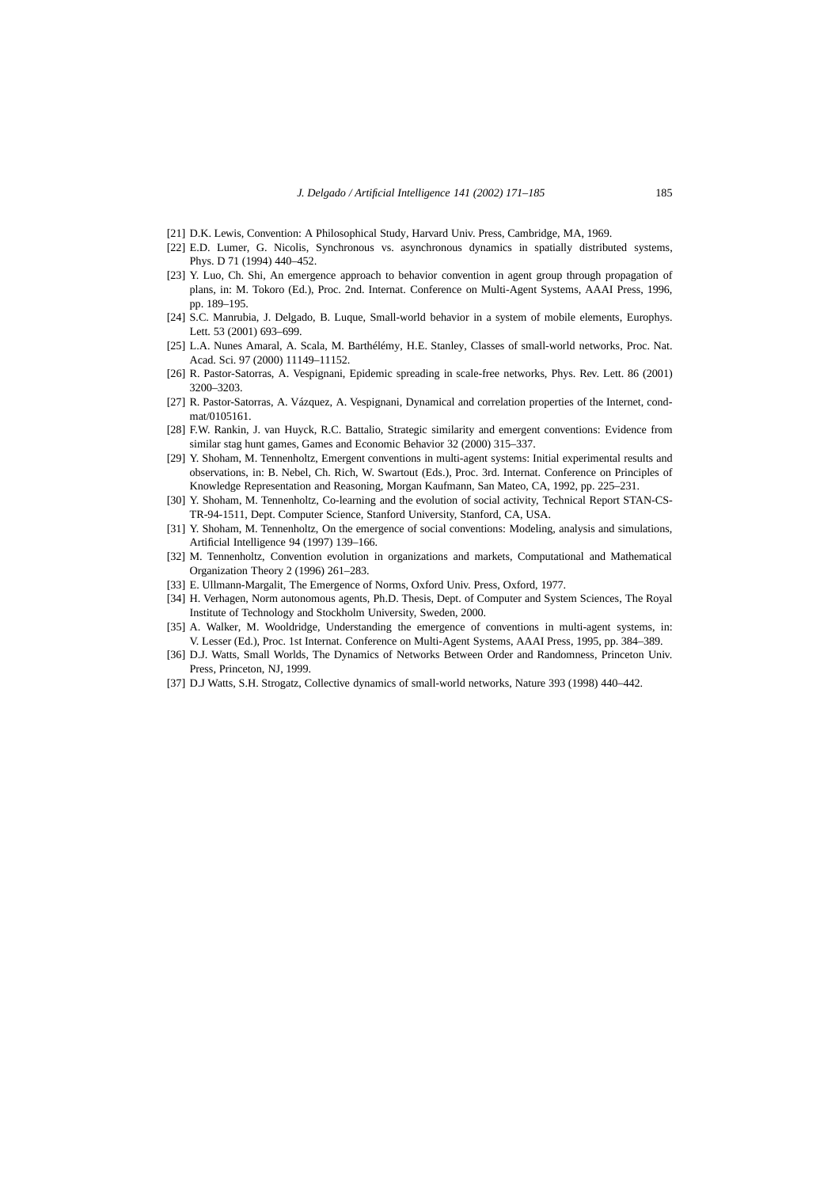[21] D.K. Lewis, Convention: A Philosophical Study, Harvard Univ. Press, Cambridge, MA, 1969.

[22] E.D. Lumer, G. Nicolis, Synchronous vs. asynchronous dynamics in spatially distributed systems, Phys. D 71 (1994) 440–452.

[23] Y. Luo, Ch. Shi, An emergence approach to behavior convention in agent group through propagation of plans, in: M. Tokoro (Ed.), Proc. 2nd. Internat. Conference on Multi-Agent Systems, AAAI Press, 1996, pp. 189–195.

[24] S.C. Manrubia, J. Delgado, B. Luque, Small-world behavior in a system of mobile elements, Europhys. Lett. 53 (2001) 693–699.

[25] L.A. Nunes Amaral, A. Scala, M. Barthélémy, H.E. Stanley, Classes of small-world networks, Proc. Nat. Acad. Sci. 97 (2000) 11149–11152.

[26] R. Pastor-Satorras, A. Vespignani, Epidemic spreading in scale-free networks, Phys. Rev. Lett. 86 (2001) 3200–3203.

[27] R. Pastor-Satorras, A. Vázquez, A. Vespignani, Dynamical and correlation properties of the Internet, cond-mat/0105161.

[28] F.W. Rankin, J. van Huyck, R.C. Battalio, Strategic similarity and emergent conventions: Evidence from similar stag hunt games, Games and Economic Behavior 32 (2000) 315–337.

[29] Y. Shoham, M. Tennenholtz, Emergent conventions in multi-agent systems: Initial experimental results and observations, in: B. Nebel, Ch. Rich, W. Swartout (Eds.), Proc. 3rd. Internat. Conference on Principles of Knowledge Representation and Reasoning, Morgan Kaufmann, San Mateo, CA, 1992, pp. 225–231.

[30] Y. Shoham, M. Tennenholtz, Co-learning and the evolution of social activity, Technical Report STAN-CS-TR-94-1511, Dept. Computer Science, Stanford University, Stanford, CA, USA.

[31] Y. Shoham, M. Tennenholtz, On the emergence of social conventions: Modeling, analysis and simulations, Artificial Intelligence 94 (1997) 139–166.

[32] M. Tennenholtz, Convention evolution in organizations and markets, Computational and Mathematical Organization Theory 2 (1996) 261–283.

[33] E. Ullmann-Margalit, The Emergence of Norms, Oxford Univ. Press, Oxford, 1977.

[34] H. Verhagen, Norm autonomous agents, Ph.D. Thesis, Dept. of Computer and System Sciences, The Royal Institute of Technology and Stockholm University, Sweden, 2000.

[35] A. Walker, M. Wooldridge, Understanding the emergence of conventions in multi-agent systems, in: V. Lesser (Ed.), Proc. 1st Internat. Conference on Multi-Agent Systems, AAAI Press, 1995, pp. 384–389.

[36] D.J. Watts, Small Worlds, The Dynamics of Networks Between Order and Randomness, Princeton Univ. Press, Princeton, NJ, 1999.

[37] D.J Watts, S.H. Strogatz, Collective dynamics of small-world networks, Nature 393 (1998) 440–442.